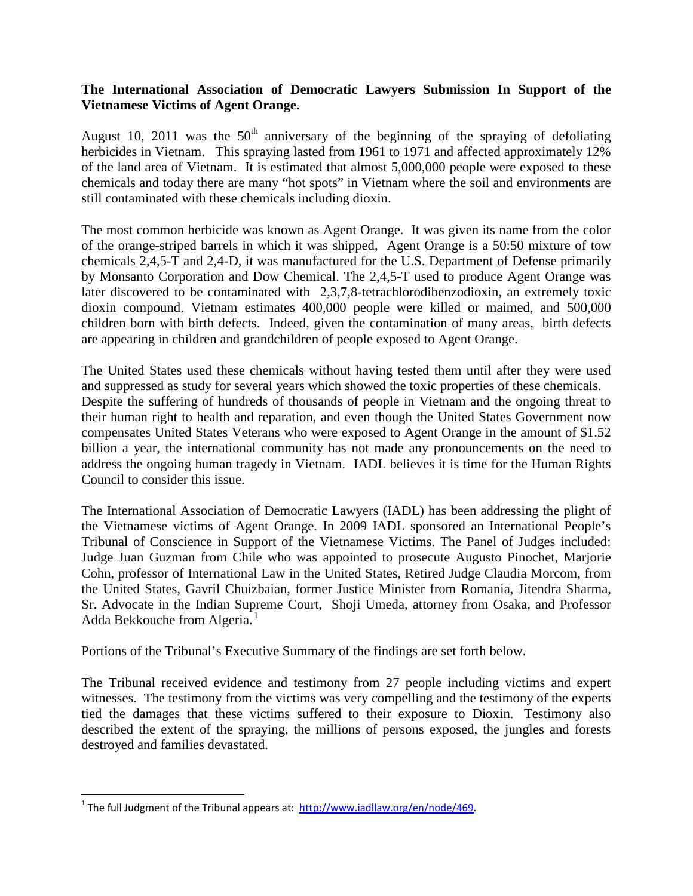**The International Association of Democratic Lawyers Submission In Support of the Vietnamese Victims of Agent Orange.**

August 10, 2011 was the 50th anniversary of the beginning of the spraying of defoliating herbicides in Vietnam. This spraying lasted from 1961 to 1971 and affected approximately 12% of the land area of Vietnam. It is estimated that almost 5,000,000 people were exposed to these chemicals and today there are many "hot spots" in Vietnam where the soil and environments are still contaminated with these chemicals including dioxin.

The most common herbicide was known as Agent Orange. It was given its name from the color of the orange-striped barrels in which it was shipped, Agent Orange is a 50:50 mixture of tow chemicals 2,4,5-T and 2,4-D, it was manufactured for the U.S. Department of Defense primarily by Monsanto Corporation and Dow Chemical. The 2,4,5-T used to produce Agent Orange was later discovered to be contaminated with 2,3,7,8-tetrachlorodibenzodioxin, an extremely toxic dioxin compound. Vietnam estimates 400,000 people were killed or maimed, and 500,000 children born with birth defects. Indeed, given the contamination of many areas, birth defects are appearing in children and grandchildren of people exposed to Agent Orange.

The United States used these chemicals without having tested them until after they were used and suppressed as study for several years which showed the toxic properties of these chemicals. Despite the suffering of hundreds of thousands of people in Vietnam and the ongoing threat to their human right to health and reparation, and even though the United States Government now compensates United States Veterans who were exposed to Agent Orange in the amount of $1.52 billion a year, the international community has not made any pronouncements on the need to address the ongoing human tragedy in Vietnam. IADL believes it is time for the Human Rights Council to consider this issue.

The International Association of Democratic Lawyers (IADL) has been addressing the plight of the Vietnamese victims of Agent Orange. In 2009 IADL sponsored an International People's Tribunal of Conscience in Support of the Vietnamese Victims. The Panel of Judges included: Judge Juan Guzman from Chile who was appointed to prosecute Augusto Pinochet, Marjorie Cohn, professor of International Law in the United States, Retired Judge Claudia Morcom, from the United States, Gavril Chuizbaian, former Justice Minister from Romania, Jitendra Sharma, Sr. Advocate in the Indian Supreme Court, Shoji Umeda, attorney from Osaka, and Professor Adda Bekkouche from Algeria.[1]

Portions of the Tribunal's Executive Summary of the findings are set forth below.

The Tribunal received evidence and testimony from 27 people including victims and expert witnesses. The testimony from the victims was very compelling and the testimony of the experts tied the damages that these victims suffered to their exposure to Dioxin. Testimony also described the extent of the spraying, the millions of persons exposed, the jungles and forests destroyed and families devastated.

---

[1] The full Judgment of the Tribunal appears at: http://www.iadllaw.org/en/node/469.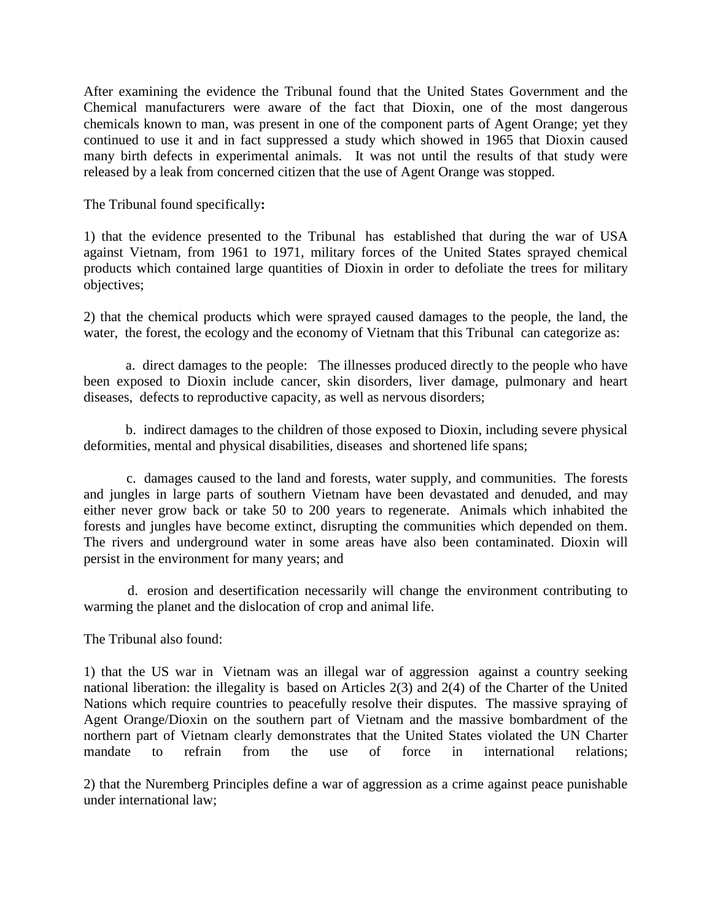After examining the evidence the Tribunal found that the United States Government and the Chemical manufacturers were aware of the fact that Dioxin, one of the most dangerous chemicals known to man, was present in one of the component parts of Agent Orange; yet they continued to use it and in fact suppressed a study which showed in 1965 that Dioxin caused many birth defects in experimental animals. It was not until the results of that study were released by a leak from concerned citizen that the use of Agent Orange was stopped.

The Tribunal found specifically**:**

1) that the evidence presented to the Tribunal has established that during the war of USA against Vietnam, from 1961 to 1971, military forces of the United States sprayed chemical products which contained large quantities of Dioxin in order to defoliate the trees for military objectives;

2) that the chemical products which were sprayed caused damages to the people, the land, the water, the forest, the ecology and the economy of Vietnam that this Tribunal can categorize as:

a. direct damages to the people: The illnesses produced directly to the people who have been exposed to Dioxin include cancer, skin disorders, liver damage, pulmonary and heart diseases, defects to reproductive capacity, as well as nervous disorders;

b. indirect damages to the children of those exposed to Dioxin, including severe physical deformities, mental and physical disabilities, diseases and shortened life spans;

c. damages caused to the land and forests, water supply, and communities. The forests and jungles in large parts of southern Vietnam have been devastated and denuded, and may either never grow back or take 50 to 200 years to regenerate. Animals which inhabited the forests and jungles have become extinct, disrupting the communities which depended on them. The rivers and underground water in some areas have also been contaminated. Dioxin will persist in the environment for many years; and

d. erosion and desertification necessarily will change the environment contributing to warming the planet and the dislocation of crop and animal life.

The Tribunal also found:

1) that the US war in Vietnam was an illegal war of aggression against a country seeking national liberation: the illegality is based on Articles 2(3) and 2(4) of the Charter of the United Nations which require countries to peacefully resolve their disputes. The massive spraying of Agent Orange/Dioxin on the southern part of Vietnam and the massive bombardment of the northern part of Vietnam clearly demonstrates that the United States violated the UN Charter mandate to refrain from the use of force in international relations;

2) that the Nuremberg Principles define a war of aggression as a crime against peace punishable under international law;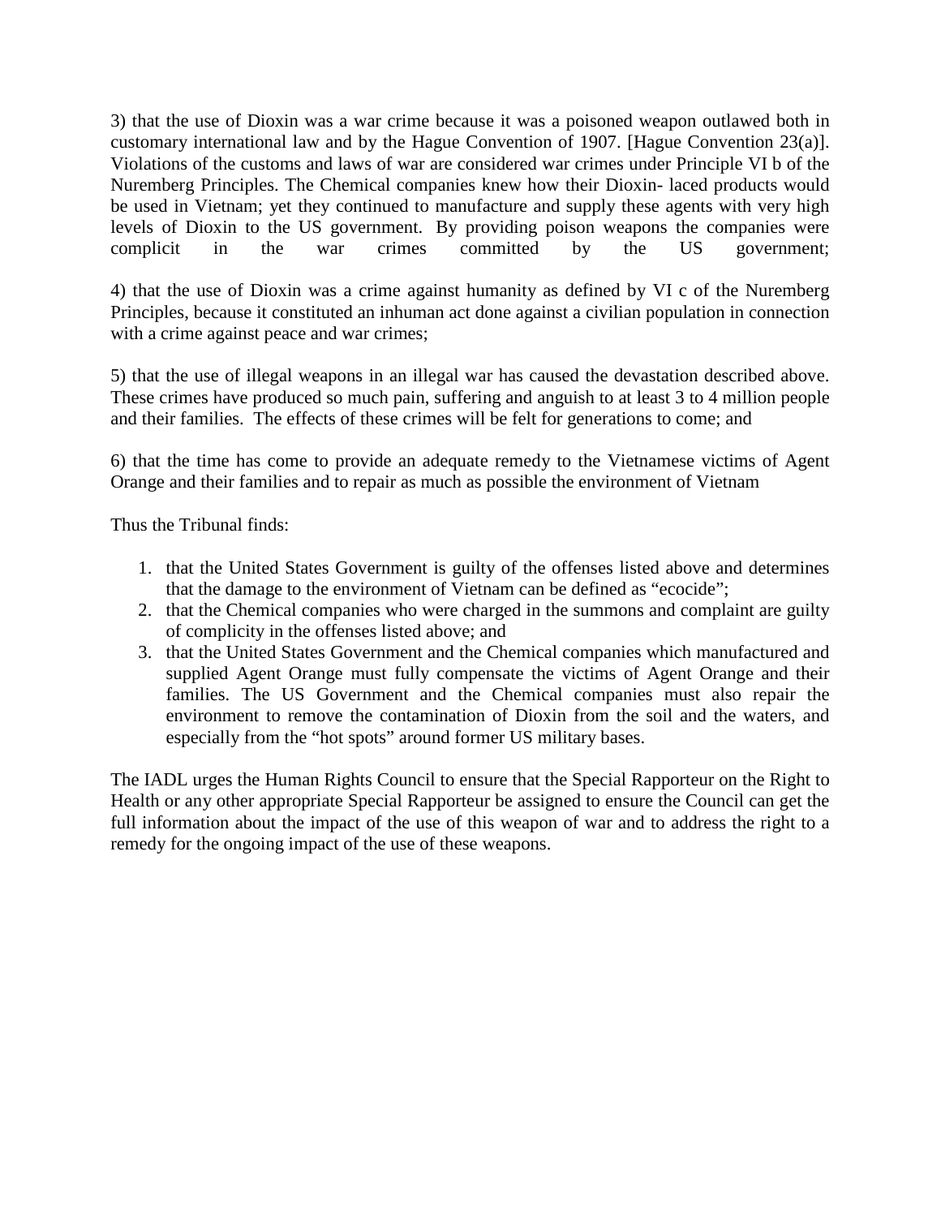3) that the use of Dioxin was a war crime because it was a poisoned weapon outlawed both in customary international law and by the Hague Convention of 1907. [Hague Convention 23(a)]. Violations of the customs and laws of war are considered war crimes under Principle VI b of the Nuremberg Principles. The Chemical companies knew how their Dioxin- laced products would be used in Vietnam; yet they continued to manufacture and supply these agents with very high levels of Dioxin to the US government. By providing poison weapons the companies were complicit in the war crimes committed by the US government;

4) that the use of Dioxin was a crime against humanity as defined by VI c of the Nuremberg Principles, because it constituted an inhuman act done against a civilian population in connection with a crime against peace and war crimes;

5) that the use of illegal weapons in an illegal war has caused the devastation described above. These crimes have produced so much pain, suffering and anguish to at least 3 to 4 million people and their families. The effects of these crimes will be felt for generations to come; and

6) that the time has come to provide an adequate remedy to the Vietnamese victims of Agent Orange and their families and to repair as much as possible the environment of Vietnam

Thus the Tribunal finds:

1. that the United States Government is guilty of the offenses listed above and determines that the damage to the environment of Vietnam can be defined as "ecocide";
2. that the Chemical companies who were charged in the summons and complaint are guilty of complicity in the offenses listed above; and
3. that the United States Government and the Chemical companies which manufactured and supplied Agent Orange must fully compensate the victims of Agent Orange and their families. The US Government and the Chemical companies must also repair the environment to remove the contamination of Dioxin from the soil and the waters, and especially from the "hot spots" around former US military bases.

The IADL urges the Human Rights Council to ensure that the Special Rapporteur on the Right to Health or any other appropriate Special Rapporteur be assigned to ensure the Council can get the full information about the impact of the use of this weapon of war and to address the right to a remedy for the ongoing impact of the use of these weapons.